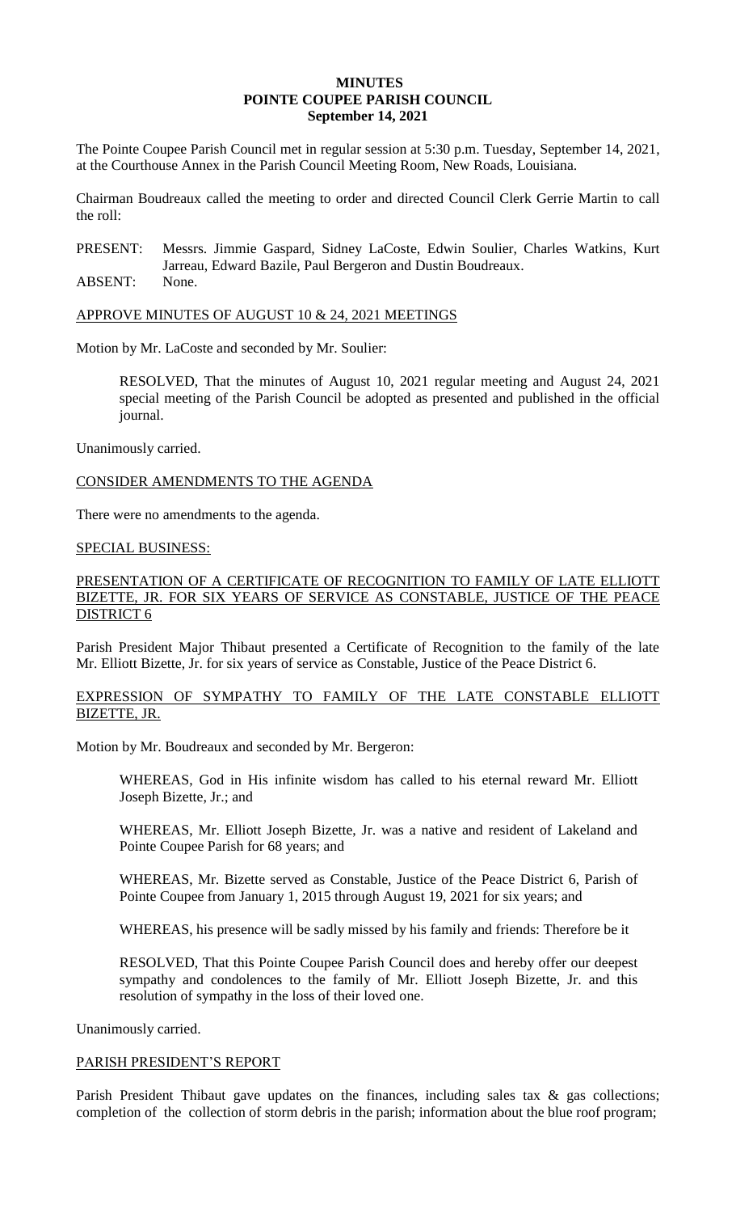# MINUTES
# POINTE COUPEE PARISH COUNCIL
## September 14, 2021

The Pointe Coupee Parish Council met in regular session at 5:30 p.m. Tuesday, September 14, 2021, at the Courthouse Annex in the Parish Council Meeting Room, New Roads, Louisiana.

Chairman Boudreaux called the meeting to order and directed Council Clerk Gerrie Martin to call the roll:

PRESENT: Messrs. Jimmie Gaspard, Sidney LaCoste, Edwin Soulier, Charles Watkins, Kurt Jarreau, Edward Bazile, Paul Bergeron and Dustin Boudreaux.

ABSENT: None.

APPROVE MINUTES OF AUGUST 10 & 24, 2021 MEETINGS

Motion by Mr. LaCoste and seconded by Mr. Soulier:

> RESOLVED, That the minutes of August 10, 2021 regular meeting and August 24, 2021 special meeting of the Parish Council be adopted as presented and published in the official journal.

Unanimously carried.

CONSIDER AMENDMENTS TO THE AGENDA

There were no amendments to the agenda.

SPECIAL BUSINESS:

PRESENTATION OF A CERTIFICATE OF RECOGNITION TO FAMILY OF LATE ELLIOTT BIZETTE, JR. FOR SIX YEARS OF SERVICE AS CONSTABLE, JUSTICE OF THE PEACE DISTRICT 6

Parish President Major Thibaut presented a Certificate of Recognition to the family of the late Mr. Elliott Bizette, Jr. for six years of service as Constable, Justice of the Peace District 6.

EXPRESSION OF SYMPATHY TO FAMILY OF THE LATE CONSTABLE ELLIOTT BIZETTE, JR.

Motion by Mr. Boudreaux and seconded by Mr. Bergeron:

> WHEREAS, God in His infinite wisdom has called to his eternal reward Mr. Elliott Joseph Bizette, Jr.; and
>
> WHEREAS, Mr. Elliott Joseph Bizette, Jr. was a native and resident of Lakeland and Pointe Coupee Parish for 68 years; and
>
> WHEREAS, Mr. Bizette served as Constable, Justice of the Peace District 6, Parish of Pointe Coupee from January 1, 2015 through August 19, 2021 for six years; and
>
> WHEREAS, his presence will be sadly missed by his family and friends: Therefore be it
>
> RESOLVED, That this Pointe Coupee Parish Council does and hereby offer our deepest sympathy and condolences to the family of Mr. Elliott Joseph Bizette, Jr. and this resolution of sympathy in the loss of their loved one.

Unanimously carried.

PARISH PRESIDENT'S REPORT

Parish President Thibaut gave updates on the finances, including sales tax & gas collections; completion of the collection of storm debris in the parish; information about the blue roof program;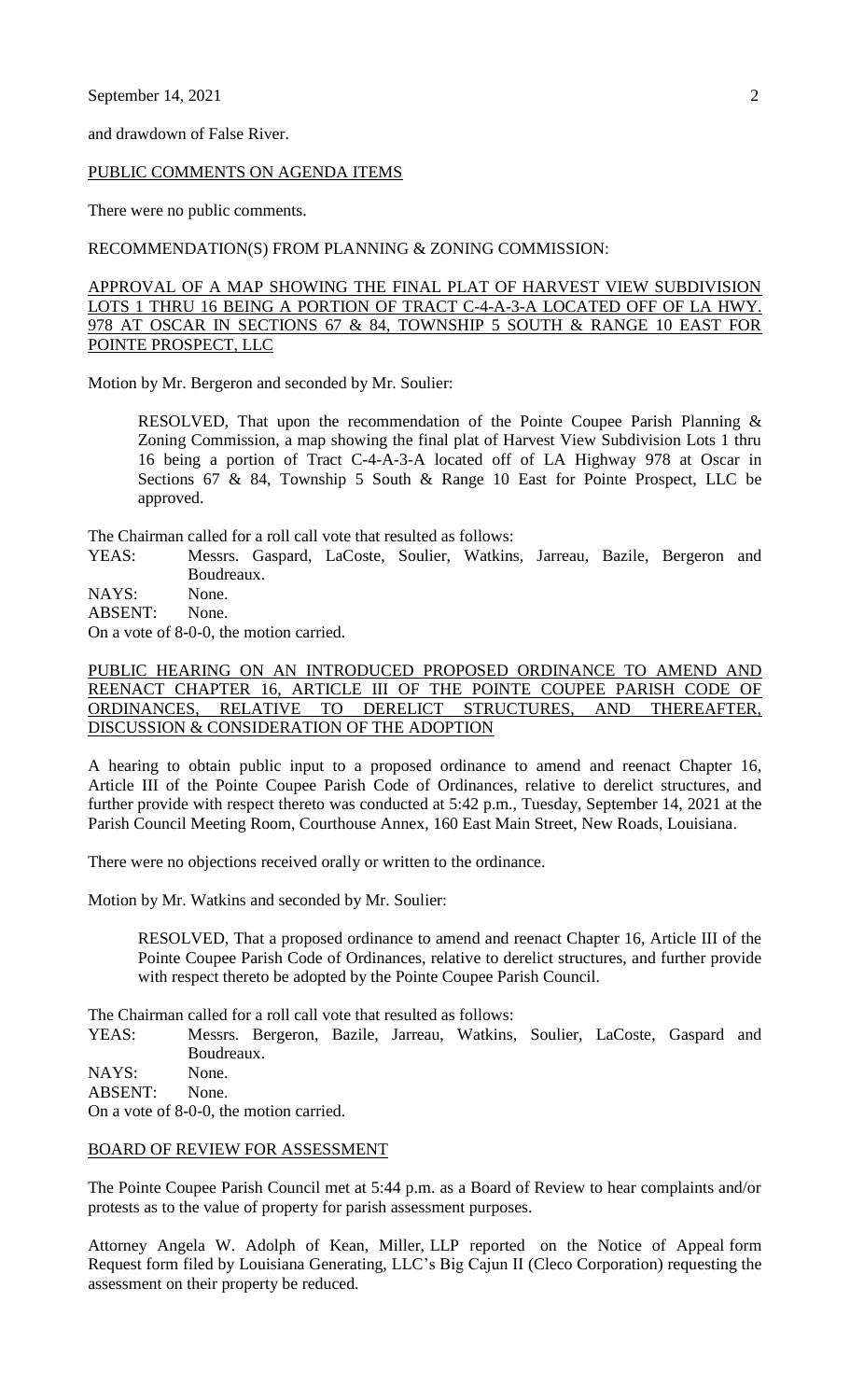and drawdown of False River.

PUBLIC COMMENTS ON AGENDA ITEMS

There were no public comments.

RECOMMENDATION(S) FROM PLANNING & ZONING COMMISSION:

APPROVAL OF A MAP SHOWING THE FINAL PLAT OF HARVEST VIEW SUBDIVISION LOTS 1 THRU 16 BEING A PORTION OF TRACT C-4-A-3-A LOCATED OFF OF LA HWY. 978 AT OSCAR IN SECTIONS 67 & 84, TOWNSHIP 5 SOUTH & RANGE 10 EAST FOR POINTE PROSPECT, LLC

Motion by Mr. Bergeron and seconded by Mr. Soulier:

> RESOLVED, That upon the recommendation of the Pointe Coupee Parish Planning & Zoning Commission, a map showing the final plat of Harvest View Subdivision Lots 1 thru 16 being a portion of Tract C-4-A-3-A located off of LA Highway 978 at Oscar in Sections 67 & 84, Township 5 South & Range 10 East for Pointe Prospect, LLC be approved.

The Chairman called for a roll call vote that resulted as follows:

YEAS: Messrs. Gaspard, LaCoste, Soulier, Watkins, Jarreau, Bazile, Bergeron and Boudreaux.
NAYS: None.
ABSENT: None.
On a vote of 8-0-0, the motion carried.

PUBLIC HEARING ON AN INTRODUCED PROPOSED ORDINANCE TO AMEND AND REENACT CHAPTER 16, ARTICLE III OF THE POINTE COUPEE PARISH CODE OF ORDINANCES, RELATIVE TO DERELICT STRUCTURES, AND THEREAFTER, DISCUSSION & CONSIDERATION OF THE ADOPTION

A hearing to obtain public input to a proposed ordinance to amend and reenact Chapter 16, Article III of the Pointe Coupee Parish Code of Ordinances, relative to derelict structures, and further provide with respect thereto was conducted at 5:42 p.m., Tuesday, September 14, 2021 at the Parish Council Meeting Room, Courthouse Annex, 160 East Main Street, New Roads, Louisiana.

There were no objections received orally or written to the ordinance.

Motion by Mr. Watkins and seconded by Mr. Soulier:

> RESOLVED, That a proposed ordinance to amend and reenact Chapter 16, Article III of the Pointe Coupee Parish Code of Ordinances, relative to derelict structures, and further provide with respect thereto be adopted by the Pointe Coupee Parish Council.

The Chairman called for a roll call vote that resulted as follows:

YEAS: Messrs. Bergeron, Bazile, Jarreau, Watkins, Soulier, LaCoste, Gaspard and Boudreaux.
NAYS: None.
ABSENT: None.
On a vote of 8-0-0, the motion carried.

BOARD OF REVIEW FOR ASSESSMENT

The Pointe Coupee Parish Council met at 5:44 p.m. as a Board of Review to hear complaints and/or protests as to the value of property for parish assessment purposes.

Attorney Angela W. Adolph of Kean, Miller, LLP reported on the Notice of Appeal form Request form filed by Louisiana Generating, LLC's Big Cajun II (Cleco Corporation) requesting the assessment on their property be reduced.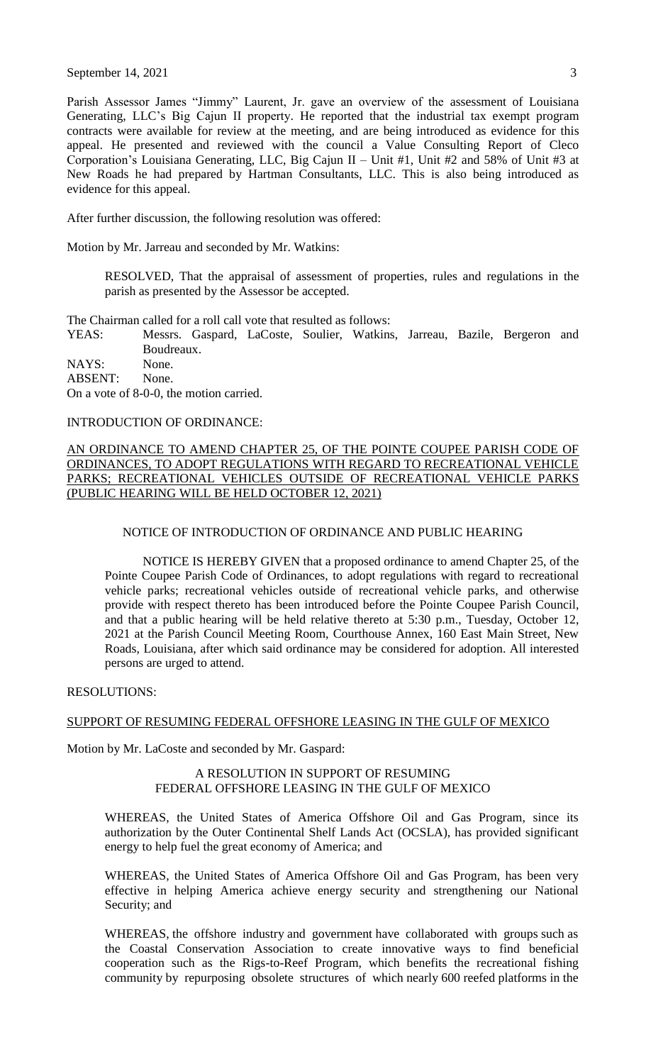Parish Assessor James "Jimmy" Laurent, Jr. gave an overview of the assessment of Louisiana Generating, LLC's Big Cajun II property. He reported that the industrial tax exempt program contracts were available for review at the meeting, and are being introduced as evidence for this appeal. He presented and reviewed with the council a Value Consulting Report of Cleco Corporation's Louisiana Generating, LLC, Big Cajun II – Unit #1, Unit #2 and 58% of Unit #3 at New Roads he had prepared by Hartman Consultants, LLC. This is also being introduced as evidence for this appeal.

After further discussion, the following resolution was offered:

Motion by Mr. Jarreau and seconded by Mr. Watkins:

> RESOLVED, That the appraisal of assessment of properties, rules and regulations in the parish as presented by the Assessor be accepted.

The Chairman called for a roll call vote that resulted as follows:

YEAS: Messrs. Gaspard, LaCoste, Soulier, Watkins, Jarreau, Bazile, Bergeron and Boudreaux.
NAYS: None.
ABSENT: None.
On a vote of 8-0-0, the motion carried.

INTRODUCTION OF ORDINANCE:

AN ORDINANCE TO AMEND CHAPTER 25, OF THE POINTE COUPEE PARISH CODE OF ORDINANCES, TO ADOPT REGULATIONS WITH REGARD TO RECREATIONAL VEHICLE PARKS; RECREATIONAL VEHICLES OUTSIDE OF RECREATIONAL VEHICLE PARKS (PUBLIC HEARING WILL BE HELD OCTOBER 12, 2021)

NOTICE OF INTRODUCTION OF ORDINANCE AND PUBLIC HEARING

> NOTICE IS HEREBY GIVEN that a proposed ordinance to amend Chapter 25, of the Pointe Coupee Parish Code of Ordinances, to adopt regulations with regard to recreational vehicle parks; recreational vehicles outside of recreational vehicle parks, and otherwise provide with respect thereto has been introduced before the Pointe Coupee Parish Council, and that a public hearing will be held relative thereto at 5:30 p.m., Tuesday, October 12, 2021 at the Parish Council Meeting Room, Courthouse Annex, 160 East Main Street, New Roads, Louisiana, after which said ordinance may be considered for adoption. All interested persons are urged to attend.

RESOLUTIONS:

SUPPORT OF RESUMING FEDERAL OFFSHORE LEASING IN THE GULF OF MEXICO

Motion by Mr. LaCoste and seconded by Mr. Gaspard:

A RESOLUTION IN SUPPORT OF RESUMING FEDERAL OFFSHORE LEASING IN THE GULF OF MEXICO

> WHEREAS, the United States of America Offshore Oil and Gas Program, since its authorization by the Outer Continental Shelf Lands Act (OCSLA), has provided significant energy to help fuel the great economy of America; and

> WHEREAS, the United States of America Offshore Oil and Gas Program, has been very effective in helping America achieve energy security and strengthening our National Security; and

> WHEREAS, the offshore industry and government have collaborated with groups such as the Coastal Conservation Association to create innovative ways to find beneficial cooperation such as the Rigs-to-Reef Program, which benefits the recreational fishing community by repurposing obsolete structures of which nearly 600 reefed platforms in the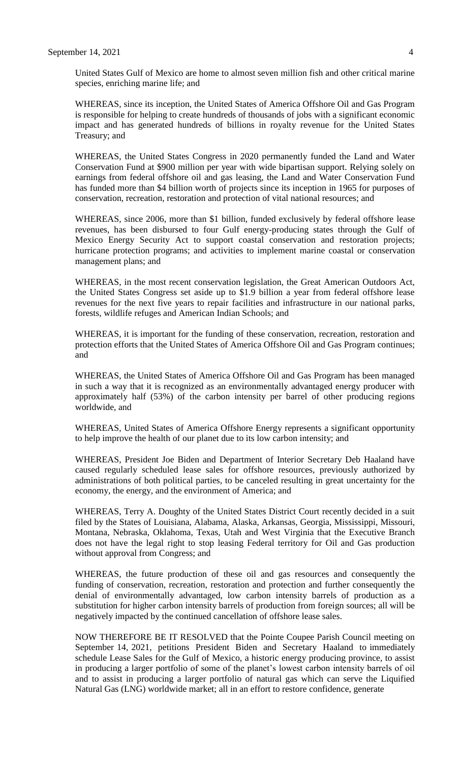United States Gulf of Mexico are home to almost seven million fish and other critical marine species, enriching marine life; and

WHEREAS, since its inception, the United States of America Offshore Oil and Gas Program is responsible for helping to create hundreds of thousands of jobs with a significant economic impact and has generated hundreds of billions in royalty revenue for the United States Treasury; and

WHEREAS, the United States Congress in 2020 permanently funded the Land and Water Conservation Fund at $900 million per year with wide bipartisan support. Relying solely on earnings from federal offshore oil and gas leasing, the Land and Water Conservation Fund has funded more than $4 billion worth of projects since its inception in 1965 for purposes of conservation, recreation, restoration and protection of vital national resources; and

WHEREAS, since 2006, more than $1 billion, funded exclusively by federal offshore lease revenues, has been disbursed to four Gulf energy-producing states through the Gulf of Mexico Energy Security Act to support coastal conservation and restoration projects; hurricane protection programs; and activities to implement marine coastal or conservation management plans; and

WHEREAS, in the most recent conservation legislation, the Great American Outdoors Act, the United States Congress set aside up to $1.9 billion a year from federal offshore lease revenues for the next five years to repair facilities and infrastructure in our national parks, forests, wildlife refuges and American Indian Schools; and

WHEREAS, it is important for the funding of these conservation, recreation, restoration and protection efforts that the United States of America Offshore Oil and Gas Program continues; and

WHEREAS, the United States of America Offshore Oil and Gas Program has been managed in such a way that it is recognized as an environmentally advantaged energy producer with approximately half (53%) of the carbon intensity per barrel of other producing regions worldwide, and

WHEREAS, United States of America Offshore Energy represents a significant opportunity to help improve the health of our planet due to its low carbon intensity; and

WHEREAS, President Joe Biden and Department of Interior Secretary Deb Haaland have caused regularly scheduled lease sales for offshore resources, previously authorized by administrations of both political parties, to be canceled resulting in great uncertainty for the economy, the energy, and the environment of America; and

WHEREAS, Terry A. Doughty of the United States District Court recently decided in a suit filed by the States of Louisiana, Alabama, Alaska, Arkansas, Georgia, Mississippi, Missouri, Montana, Nebraska, Oklahoma, Texas, Utah and West Virginia that the Executive Branch does not have the legal right to stop leasing Federal territory for Oil and Gas production without approval from Congress; and

WHEREAS, the future production of these oil and gas resources and consequently the funding of conservation, recreation, restoration and protection and further consequently the denial of environmentally advantaged, low carbon intensity barrels of production as a substitution for higher carbon intensity barrels of production from foreign sources; all will be negatively impacted by the continued cancellation of offshore lease sales.

NOW THEREFORE BE IT RESOLVED that the Pointe Coupee Parish Council meeting on September 14, 2021, petitions President Biden and Secretary Haaland to immediately schedule Lease Sales for the Gulf of Mexico, a historic energy producing province, to assist in producing a larger portfolio of some of the planet's lowest carbon intensity barrels of oil and to assist in producing a larger portfolio of natural gas which can serve the Liquified Natural Gas (LNG) worldwide market; all in an effort to restore confidence, generate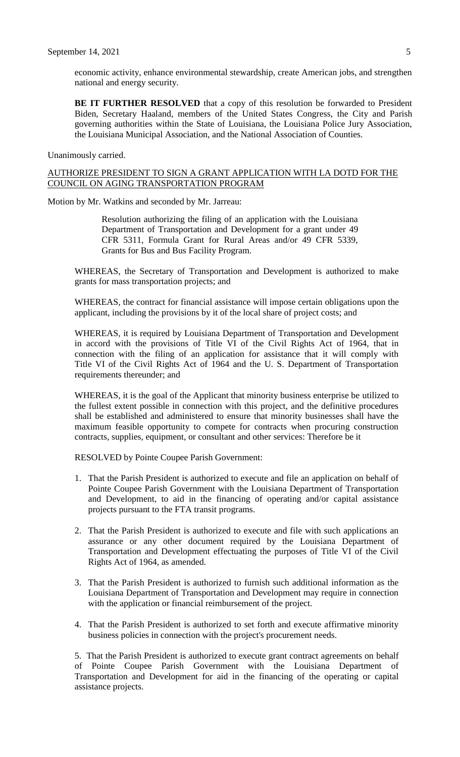economic activity, enhance environmental stewardship, create American jobs, and strengthen national and energy security.

**BE IT FURTHER RESOLVED** that a copy of this resolution be forwarded to President Biden, Secretary Haaland, members of the United States Congress, the City and Parish governing authorities within the State of Louisiana, the Louisiana Police Jury Association, the Louisiana Municipal Association, and the National Association of Counties.

Unanimously carried.

<u>AUTHORIZE PRESIDENT TO SIGN A GRANT APPLICATION WITH LA DOTD FOR THE COUNCIL ON AGING TRANSPORTATION PROGRAM</u>

Motion by Mr. Watkins and seconded by Mr. Jarreau:

> Resolution authorizing the filing of an application with the Louisiana Department of Transportation and Development for a grant under 49 CFR 5311, Formula Grant for Rural Areas and/or 49 CFR 5339, Grants for Bus and Bus Facility Program.

WHEREAS, the Secretary of Transportation and Development is authorized to make grants for mass transportation projects; and

WHEREAS, the contract for financial assistance will impose certain obligations upon the applicant, including the provisions by it of the local share of project costs; and

WHEREAS, it is required by Louisiana Department of Transportation and Development in accord with the provisions of Title VI of the Civil Rights Act of 1964, that in connection with the filing of an application for assistance that it will comply with Title VI of the Civil Rights Act of 1964 and the U. S. Department of Transportation requirements thereunder; and

WHEREAS, it is the goal of the Applicant that minority business enterprise be utilized to the fullest extent possible in connection with this project, and the definitive procedures shall be established and administered to ensure that minority businesses shall have the maximum feasible opportunity to compete for contracts when procuring construction contracts, supplies, equipment, or consultant and other services: Therefore be it

RESOLVED by Pointe Coupee Parish Government:

1. That the Parish President is authorized to execute and file an application on behalf of Pointe Coupee Parish Government with the Louisiana Department of Transportation and Development, to aid in the financing of operating and/or capital assistance projects pursuant to the FTA transit programs.

2. That the Parish President is authorized to execute and file with such applications an assurance or any other document required by the Louisiana Department of Transportation and Development effectuating the purposes of Title VI of the Civil Rights Act of 1964, as amended.

3. That the Parish President is authorized to furnish such additional information as the Louisiana Department of Transportation and Development may require in connection with the application or financial reimbursement of the project.

4. That the Parish President is authorized to set forth and execute affirmative minority business policies in connection with the project's procurement needs.

5. That the Parish President is authorized to execute grant contract agreements on behalf of Pointe Coupee Parish Government with the Louisiana Department of Transportation and Development for aid in the financing of the operating or capital assistance projects.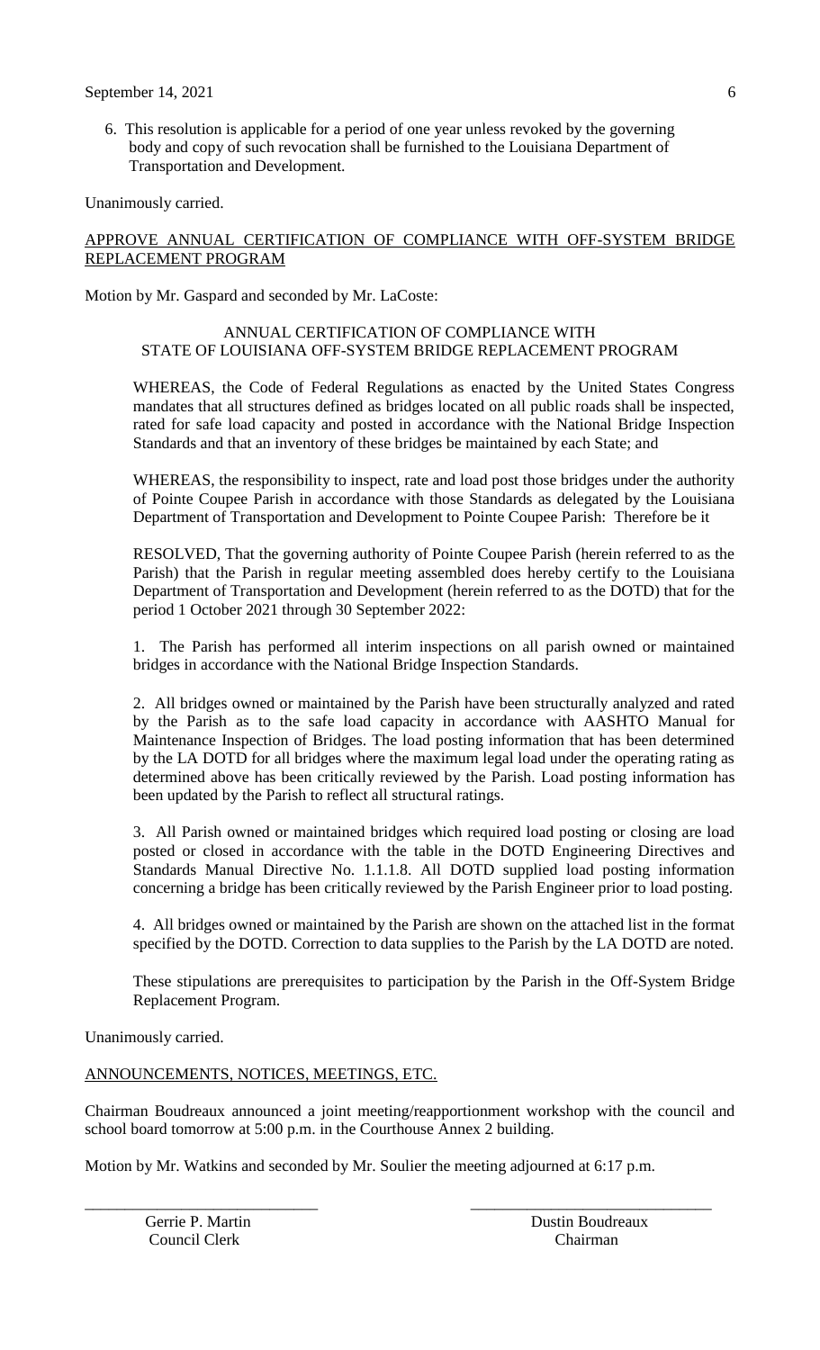6. This resolution is applicable for a period of one year unless revoked by the governing body and copy of such revocation shall be furnished to the Louisiana Department of Transportation and Development.

Unanimously carried.

<u>APPROVE ANNUAL CERTIFICATION OF COMPLIANCE WITH OFF-SYSTEM BRIDGE REPLACEMENT PROGRAM</u>

Motion by Mr. Gaspard and seconded by Mr. LaCoste:

ANNUAL CERTIFICATION OF COMPLIANCE WITH
STATE OF LOUISIANA OFF-SYSTEM BRIDGE REPLACEMENT PROGRAM

WHEREAS, the Code of Federal Regulations as enacted by the United States Congress mandates that all structures defined as bridges located on all public roads shall be inspected, rated for safe load capacity and posted in accordance with the National Bridge Inspection Standards and that an inventory of these bridges be maintained by each State; and

WHEREAS, the responsibility to inspect, rate and load post those bridges under the authority of Pointe Coupee Parish in accordance with those Standards as delegated by the Louisiana Department of Transportation and Development to Pointe Coupee Parish: Therefore be it

RESOLVED, That the governing authority of Pointe Coupee Parish (herein referred to as the Parish) that the Parish in regular meeting assembled does hereby certify to the Louisiana Department of Transportation and Development (herein referred to as the DOTD) that for the period 1 October 2021 through 30 September 2022:

1. The Parish has performed all interim inspections on all parish owned or maintained bridges in accordance with the National Bridge Inspection Standards.

2. All bridges owned or maintained by the Parish have been structurally analyzed and rated by the Parish as to the safe load capacity in accordance with AASHTO Manual for Maintenance Inspection of Bridges. The load posting information that has been determined by the LA DOTD for all bridges where the maximum legal load under the operating rating as determined above has been critically reviewed by the Parish. Load posting information has been updated by the Parish to reflect all structural ratings.

3. All Parish owned or maintained bridges which required load posting or closing are load posted or closed in accordance with the table in the DOTD Engineering Directives and Standards Manual Directive No. 1.1.1.8. All DOTD supplied load posting information concerning a bridge has been critically reviewed by the Parish Engineer prior to load posting.

4. All bridges owned or maintained by the Parish are shown on the attached list in the format specified by the DOTD. Correction to data supplies to the Parish by the LA DOTD are noted.

These stipulations are prerequisites to participation by the Parish in the Off-System Bridge Replacement Program.

Unanimously carried.

<u>ANNOUNCEMENTS, NOTICES, MEETINGS, ETC.</u>

Chairman Boudreaux announced a joint meeting/reapportionment workshop with the council and school board tomorrow at 5:00 p.m. in the Courthouse Annex 2 building.

Motion by Mr. Watkins and seconded by Mr. Soulier the meeting adjourned at 6:17 p.m.

\_\_\_\_\_\_\_\_\_\_\_\_\_\_\_\_\_\_\_\_\_\_\_\_\_\_\_\_ \_\_\_\_\_\_\_\_\_\_\_\_\_\_\_\_\_\_\_\_\_\_\_\_\_\_\_\_

Gerrie P. Martin
Council Clerk

Dustin Boudreaux
Chairman